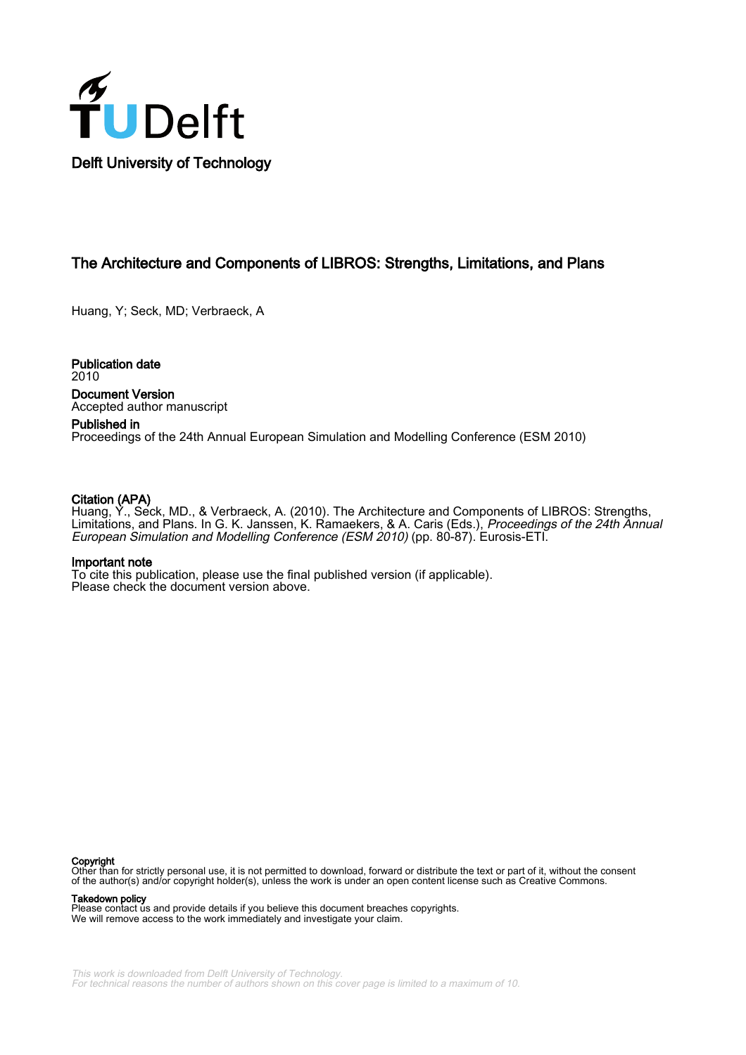Delft University of Technology

# The Architecture and Components of LIBROS: Strengths, Limitations, and Plans

Huang, Y; Seck, MD; Verbraeck, A

**Publication date**
2010

**Document Version**
Accepted author manuscript

**Published in**
Proceedings of the 24th Annual European Simulation and Modelling Conference (ESM 2010)

**Citation (APA)**
Huang, Y., Seck, MD., & Verbraeck, A. (2010). The Architecture and Components of LIBROS: Strengths, Limitations, and Plans. In G. K. Janssen, K. Ramaekers, & A. Caris (Eds.), *Proceedings of the 24th Annual European Simulation and Modelling Conference (ESM 2010)* (pp. 80-87). Eurosis-ETI.

**Important note**
To cite this publication, please use the final published version (if applicable).
Please check the document version above.

**Copyright**
Other than for strictly personal use, it is not permitted to download, forward or distribute the text or part of it, without the consent of the author(s) and/or copyright holder(s), unless the work is under an open content license such as Creative Commons.

**Takedown policy**
Please contact us and provide details if you believe this document breaches copyrights.
We will remove access to the work immediately and investigate your claim.

*This work is downloaded from Delft University of Technology.*
*For technical reasons the number of authors shown on this cover page is limited to a maximum of 10.*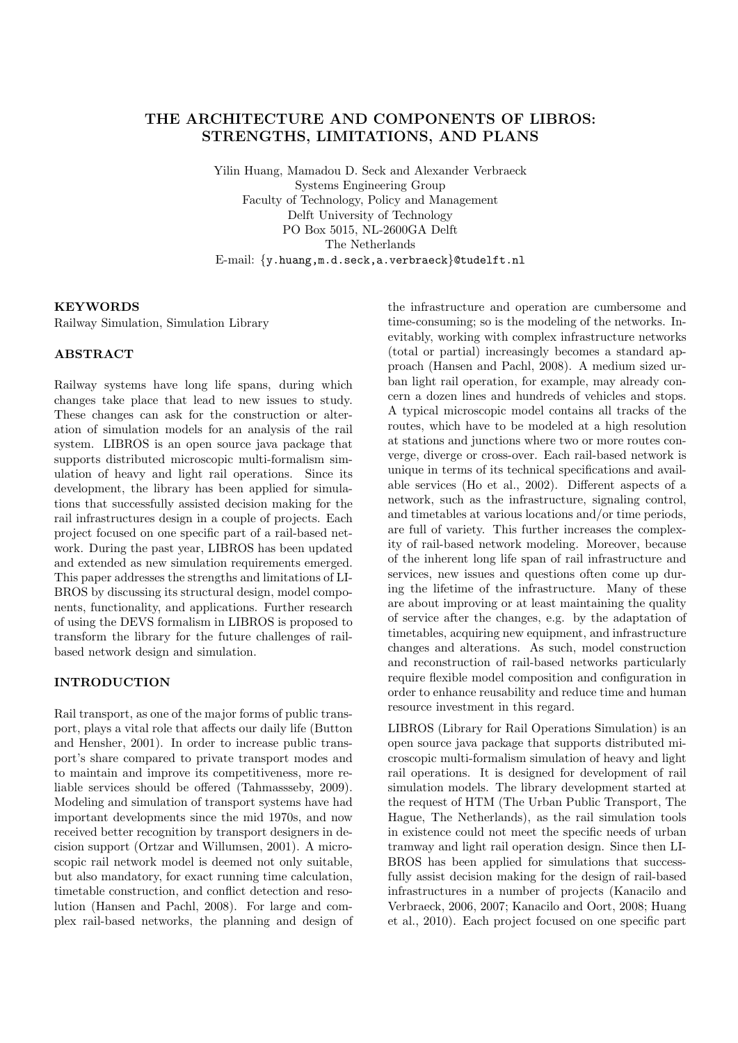# THE ARCHITECTURE AND COMPONENTS OF LIBROS: STRENGTHS, LIMITATIONS, AND PLANS

Yilin Huang, Mamadou D. Seck and Alexander Verbraeck
Systems Engineering Group
Faculty of Technology, Policy and Management
Delft University of Technology
PO Box 5015, NL-2600GA Delft
The Netherlands
E-mail: {y.huang,m.d.seck,a.verbraeck}@tudelft.nl

## KEYWORDS

Railway Simulation, Simulation Library

## ABSTRACT

Railway systems have long life spans, during which changes take place that lead to new issues to study. These changes can ask for the construction or alteration of simulation models for an analysis of the rail system. LIBROS is an open source java package that supports distributed microscopic multi-formalism simulation of heavy and light rail operations. Since its development, the library has been applied for simulations that successfully assisted decision making for the rail infrastructures design in a couple of projects. Each project focused on one specific part of a rail-based network. During the past year, LIBROS has been updated and extended as new simulation requirements emerged. This paper addresses the strengths and limitations of LIBROS by discussing its structural design, model components, functionality, and applications. Further research of using the DEVS formalism in LIBROS is proposed to transform the library for the future challenges of rail-based network design and simulation.

## INTRODUCTION

Rail transport, as one of the major forms of public transport, plays a vital role that affects our daily life (Button and Hensher, 2001). In order to increase public transport's share compared to private transport modes and to maintain and improve its competitiveness, more reliable services should be offered (Tahmassseby, 2009). Modeling and simulation of transport systems have had important developments since the mid 1970s, and now received better recognition by transport designers in decision support (Ortzar and Willumsen, 2001). A microscopic rail network model is deemed not only suitable, but also mandatory, for exact running time calculation, timetable construction, and conflict detection and resolution (Hansen and Pachl, 2008). For large and complex rail-based networks, the planning and design of the infrastructure and operation are cumbersome and time-consuming; so is the modeling of the networks. Inevitably, working with complex infrastructure networks (total or partial) increasingly becomes a standard approach (Hansen and Pachl, 2008). A medium sized urban light rail operation, for example, may already concern a dozen lines and hundreds of vehicles and stops. A typical microscopic model contains all tracks of the routes, which have to be modeled at a high resolution at stations and junctions where two or more routes converge, diverge or cross-over. Each rail-based network is unique in terms of its technical specifications and available services (Ho et al., 2002). Different aspects of a network, such as the infrastructure, signaling control, and timetables at various locations and/or time periods, are full of variety. This further increases the complexity of rail-based network modeling. Moreover, because of the inherent long life span of rail infrastructure and services, new issues and questions often come up during the lifetime of the infrastructure. Many of these are about improving or at least maintaining the quality of service after the changes, e.g. by the adaptation of timetables, acquiring new equipment, and infrastructure changes and alterations. As such, model construction and reconstruction of rail-based networks particularly require flexible model composition and configuration in order to enhance reusability and reduce time and human resource investment in this regard.

LIBROS (Library for Rail Operations Simulation) is an open source java package that supports distributed microscopic multi-formalism simulation of heavy and light rail operations. It is designed for development of rail simulation models. The library development started at the request of HTM (The Urban Public Transport, The Hague, The Netherlands), as the rail simulation tools in existence could not meet the specific needs of urban tramway and light rail operation design. Since then LIBROS has been applied for simulations that successfully assist decision making for the design of rail-based infrastructures in a number of projects (Kanacilo and Verbraeck, 2006, 2007; Kanacilo and Oort, 2008; Huang et al., 2010). Each project focused on one specific part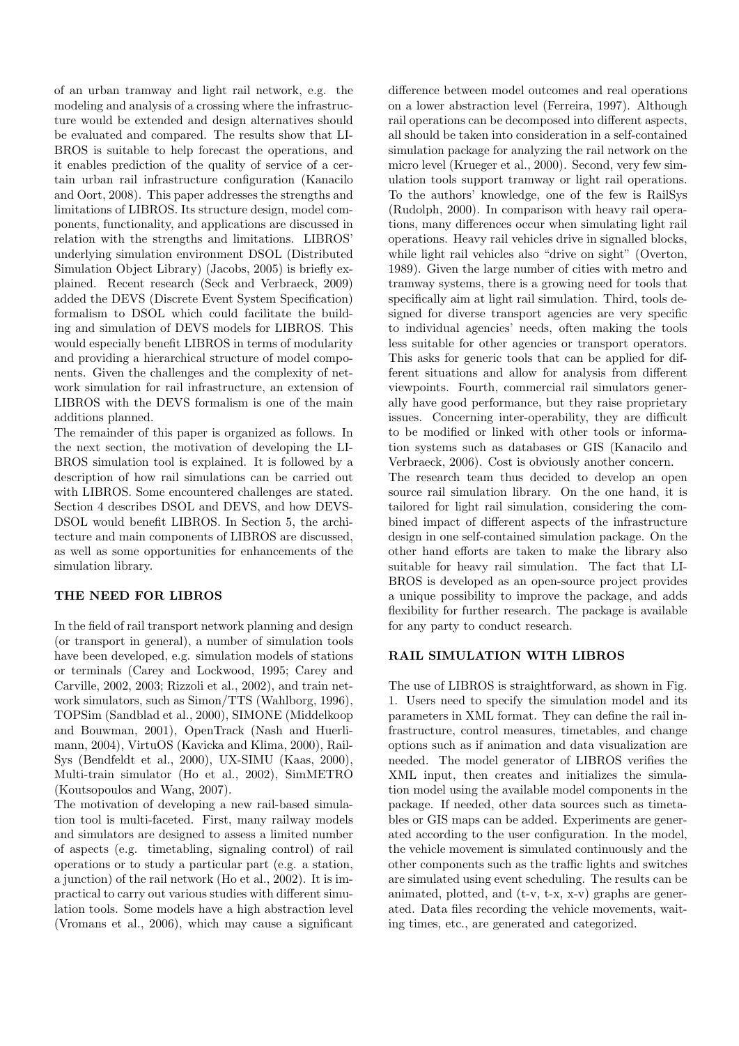of an urban tramway and light rail network, e.g. the modeling and analysis of a crossing where the infrastructure would be extended and design alternatives should be evaluated and compared. The results show that LIBROS is suitable to help forecast the operations, and it enables prediction of the quality of service of a certain urban rail infrastructure configuration (Kanacilo and Oort, 2008). This paper addresses the strengths and limitations of LIBROS. Its structure design, model components, functionality, and applications are discussed in relation with the strengths and limitations. LIBROS' underlying simulation environment DSOL (Distributed Simulation Object Library) (Jacobs, 2005) is briefly explained. Recent research (Seck and Verbraeck, 2009) added the DEVS (Discrete Event System Specification) formalism to DSOL which could facilitate the building and simulation of DEVS models for LIBROS. This would especially benefit LIBROS in terms of modularity and providing a hierarchical structure of model components. Given the challenges and the complexity of network simulation for rail infrastructure, an extension of LIBROS with the DEVS formalism is one of the main additions planned.

The remainder of this paper is organized as follows. In the next section, the motivation of developing the LIBROS simulation tool is explained. It is followed by a description of how rail simulations can be carried out with LIBROS. Some encountered challenges are stated. Section 4 describes DSOL and DEVS, and how DEVS-DSOL would benefit LIBROS. In Section 5, the architecture and main components of LIBROS are discussed, as well as some opportunities for enhancements of the simulation library.

## THE NEED FOR LIBROS

In the field of rail transport network planning and design (or transport in general), a number of simulation tools have been developed, e.g. simulation models of stations or terminals (Carey and Lockwood, 1995; Carey and Carville, 2002, 2003; Rizzoli et al., 2002), and train network simulators, such as Simon/TTS (Wahlborg, 1996), TOPSim (Sandblad et al., 2000), SIMONE (Middelkoop and Bouwman, 2001), OpenTrack (Nash and Huerlimann, 2004), VirtuOS (Kavicka and Klima, 2000), RailSys (Bendfeldt et al., 2000), UX-SIMU (Kaas, 2000), Multi-train simulator (Ho et al., 2002), SimMETRO (Koutsopoulos and Wang, 2007).

The motivation of developing a new rail-based simulation tool is multi-faceted. First, many railway models and simulators are designed to assess a limited number of aspects (e.g. timetabling, signaling control) of rail operations or to study a particular part (e.g. a station, a junction) of the rail network (Ho et al., 2002). It is impractical to carry out various studies with different simulation tools. Some models have a high abstraction level (Vromans et al., 2006), which may cause a significant difference between model outcomes and real operations on a lower abstraction level (Ferreira, 1997). Although rail operations can be decomposed into different aspects, all should be taken into consideration in a self-contained simulation package for analyzing the rail network on the micro level (Krueger et al., 2000). Second, very few simulation tools support tramway or light rail operations. To the authors' knowledge, one of the few is RailSys (Rudolph, 2000). In comparison with heavy rail operations, many differences occur when simulating light rail operations. Heavy rail vehicles drive in signalled blocks, while light rail vehicles also "drive on sight" (Overton, 1989). Given the large number of cities with metro and tramway systems, there is a growing need for tools that specifically aim at light rail simulation. Third, tools designed for diverse transport agencies are very specific to individual agencies' needs, often making the tools less suitable for other agencies or transport operators. This asks for generic tools that can be applied for different situations and allow for analysis from different viewpoints. Fourth, commercial rail simulators generally have good performance, but they raise proprietary issues. Concerning inter-operability, they are difficult to be modified or linked with other tools or information systems such as databases or GIS (Kanacilo and Verbraeck, 2006). Cost is obviously another concern.

The research team thus decided to develop an open source rail simulation library. On the one hand, it is tailored for light rail simulation, considering the combined impact of different aspects of the infrastructure design in one self-contained simulation package. On the other hand efforts are taken to make the library also suitable for heavy rail simulation. The fact that LIBROS is developed as an open-source project provides a unique possibility to improve the package, and adds flexibility for further research. The package is available for any party to conduct research.

## RAIL SIMULATION WITH LIBROS

The use of LIBROS is straightforward, as shown in Fig. 1. Users need to specify the simulation model and its parameters in XML format. They can define the rail infrastructure, control measures, timetables, and change options such as if animation and data visualization are needed. The model generator of LIBROS verifies the XML input, then creates and initializes the simulation model using the available model components in the package. If needed, other data sources such as timetables or GIS maps can be added. Experiments are generated according to the user configuration. In the model, the vehicle movement is simulated continuously and the other components such as the traffic lights and switches are simulated using event scheduling. The results can be animated, plotted, and (t-v, t-x, x-v) graphs are generated. Data files recording the vehicle movements, waiting times, etc., are generated and categorized.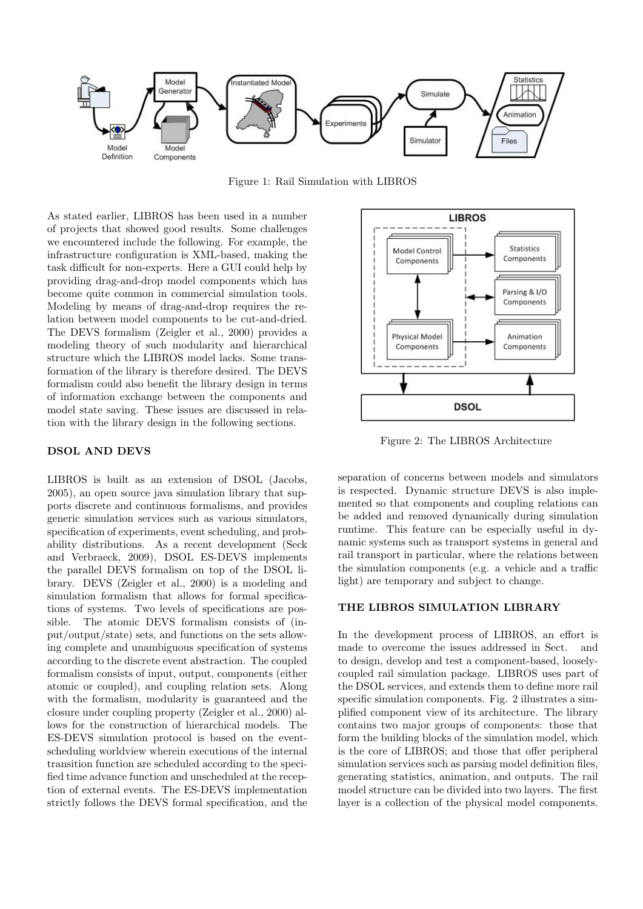Figure 1: Rail Simulation with LIBROS

As stated earlier, LIBROS has been used in a number of projects that showed good results. Some challenges we encountered include the following. For example, the infrastructure configuration is XML-based, making the task difficult for non-experts. Here a GUI could help by providing drag-and-drop model components which has become quite common in commercial simulation tools. Modeling by means of drag-and-drop requires the relation between model components to be cut-and-dried. The DEVS formalism (Zeigler et al., 2000) provides a modeling theory of such modularity and hierarchical structure which the LIBROS model lacks. Some transformation of the library is therefore desired. The DEVS formalism could also benefit the library design in terms of information exchange between the components and model state saving. These issues are discussed in relation with the library design in the following sections.

## DSOL AND DEVS

LIBROS is built as an extension of DSOL (Jacobs, 2005), an open source java simulation library that supports discrete and continuous formalisms, and provides generic simulation services such as various simulators, specification of experiments, event scheduling, and probability distributions. As a recent development (Seck and Verbraeck, 2009), DSOL ES-DEVS implements the parallel DEVS formalism on top of the DSOL library. DEVS (Zeigler et al., 2000) is a modeling and simulation formalism that allows for formal specifications of systems. Two levels of specifications are possible. The atomic DEVS formalism consists of (input/output/state) sets, and functions on the sets allowing complete and unambiguous specification of systems according to the discrete event abstraction. The coupled formalism consists of input, output, components (either atomic or coupled), and coupling relation sets. Along with the formalism, modularity is guaranteed and the closure under coupling property (Zeigler et al., 2000) allows for the construction of hierarchical models. The ES-DEVS simulation protocol is based on the event-scheduling worldview wherein executions of the internal transition function are scheduled according to the specified time advance function and unscheduled at the reception of external events. The ES-DEVS implementation strictly follows the DEVS formal specification, and the separation of concerns between models and simulators is respected. Dynamic structure DEVS is also implemented so that components and coupling relations can be added and removed dynamically during simulation runtime. This feature can be especially useful in dynamic systems such as transport systems in general and rail transport in particular, where the relations between the simulation components (e.g. a vehicle and a traffic light) are temporary and subject to change.

Figure 2: The LIBROS Architecture

## THE LIBROS SIMULATION LIBRARY

In the development process of LIBROS, an effort is made to overcome the issues addressed in Sect. and to design, develop and test a component-based, loosely-coupled rail simulation package. LIBROS uses part of the DSOL services, and extends them to define more rail specific simulation components. Fig. 2 illustrates a simplified component view of its architecture. The library contains two major groups of components: those that form the building blocks of the simulation model, which is the core of LIBROS; and those that offer peripheral simulation services such as parsing model definition files, generating statistics, animation, and outputs. The rail model structure can be divided into two layers. The first layer is a collection of the physical model components.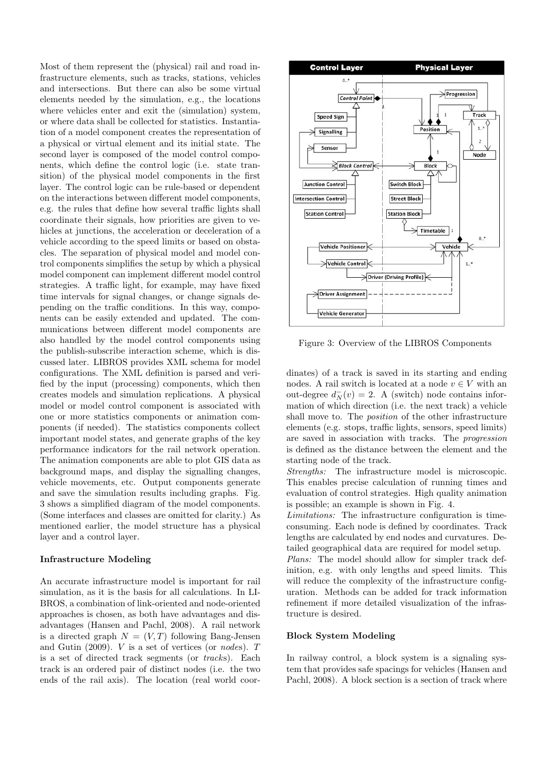Most of them represent the (physical) rail and road infrastructure elements, such as tracks, stations, vehicles and intersections. But there can also be some virtual elements needed by the simulation, e.g., the locations where vehicles enter and exit the (simulation) system, or where data shall be collected for statistics. Instantiation of a model component creates the representation of a physical or virtual element and its initial state. The second layer is composed of the model control components, which define the control logic (i.e. state transition) of the physical model components in the first layer. The control logic can be rule-based or dependent on the interactions between different model components, e.g. the rules that define how several traffic lights shall coordinate their signals, how priorities are given to vehicles at junctions, the acceleration or deceleration of a vehicle according to the speed limits or based on obstacles. The separation of physical model and model control components simplifies the setup by which a physical model component can implement different model control strategies. A traffic light, for example, may have fixed time intervals for signal changes, or change signals depending on the traffic conditions. In this way, components can be easily extended and updated. The communications between different model components are also handled by the model control components using the publish-subscribe interaction scheme, which is discussed later. LIBROS provides XML schema for model configurations. The XML definition is parsed and verified by the input (processing) components, which then creates models and simulation replications. A physical model or model control component is associated with one or more statistics components or animation components (if needed). The statistics components collect important model states, and generate graphs of the key performance indicators for the rail network operation. The animation components are able to plot GIS data as background maps, and display the signalling changes, vehicle movements, etc. Output components generate and save the simulation results including graphs. Fig. 3 shows a simplified diagram of the model components. (Some interfaces and classes are omitted for clarity.) As mentioned earlier, the model structure has a physical layer and a control layer.

Figure 3: Overview of the LIBROS Components

### Infrastructure Modeling

An accurate infrastructure model is important for rail simulation, as it is the basis for all calculations. In LIBROS, a combination of link-oriented and node-oriented approaches is chosen, as both have advantages and disadvantages (Hansen and Pachl, 2008). A rail network is a directed graph $N = (V, T)$ following Bang-Jensen and Gutin (2009). $V$ is a set of vertices (or *nodes*). $T$ is a set of directed track segments (or *tracks*). Each track is an ordered pair of distinct nodes (i.e. the two ends of the rail axis). The location (real world coordinates) of a track is saved in its starting and ending nodes. A rail switch is located at a node $v \in V$ with an out-degree $d_N^-(v) = 2$. A (switch) node contains information of which direction (i.e. the next track) a vehicle shall move to. The *position* of the other infrastructure elements (e.g. stops, traffic lights, sensors, speed limits) are saved in association with tracks. The *progression* is defined as the distance between the element and the starting node of the track.

*Strengths:* The infrastructure model is microscopic. This enables precise calculation of running times and evaluation of control strategies. High quality animation is possible; an example is shown in Fig. 4.

*Limitations:* The infrastructure configuration is time-consuming. Each node is defined by coordinates. Track lengths are calculated by end nodes and curvatures. Detailed geographical data are required for model setup.

*Plans:* The model should allow for simpler track definition, e.g. with only lengths and speed limits. This will reduce the complexity of the infrastructure configuration. Methods can be added for track information refinement if more detailed visualization of the infrastructure is desired.

### Block System Modeling

In railway control, a block system is a signaling system that provides safe spacings for vehicles (Hansen and Pachl, 2008). A block section is a section of track where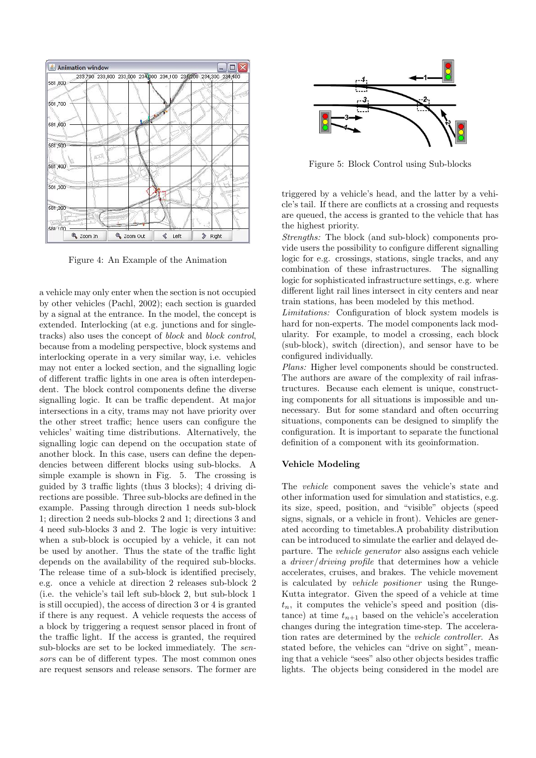Figure 4: An Example of the Animation

a vehicle may only enter when the section is not occupied by other vehicles (Pachl, 2002); each section is guarded by a signal at the entrance. In the model, the concept is extended. Interlocking (at e.g. junctions and for single-tracks) also uses the concept of *block* and *block control*, because from a modeling perspective, block systems and interlocking operate in a very similar way, i.e. vehicles may not enter a locked section, and the signalling logic of different traffic lights in one area is often interdependent. The block control components define the diverse signalling logic. It can be traffic dependent. At major intersections in a city, trams may not have priority over the other street traffic; hence users can configure the vehicles' waiting time distributions. Alternatively, the signalling logic can depend on the occupation state of another block. In this case, users can define the dependencies between different blocks using sub-blocks. A simple example is shown in Fig. 5. The crossing is guided by 3 traffic lights (thus 3 blocks); 4 driving directions are possible. Three sub-blocks are defined in the example. Passing through direction 1 needs sub-block 1; direction 2 needs sub-blocks 2 and 1; directions 3 and 4 need sub-blocks 3 and 2. The logic is very intuitive: when a sub-block is occupied by a vehicle, it can not be used by another. Thus the state of the traffic light depends on the availability of the required sub-blocks. The release time of a sub-block is identified precisely, e.g. once a vehicle at direction 2 releases sub-block 2 (i.e. the vehicle's tail left sub-block 2, but sub-block 1 is still occupied), the access of direction 3 or 4 is granted if there is any request. A vehicle requests the access of a block by triggering a request sensor placed in front of the traffic light. If the access is granted, the required sub-blocks are set to be locked immediately. The *sensor*s can be of different types. The most common ones are request sensors and release sensors. The former are

Figure 5: Block Control using Sub-blocks

triggered by a vehicle's head, and the latter by a vehicle's tail. If there are conflicts at a crossing and requests are queued, the access is granted to the vehicle that has the highest priority.

*Strengths:* The block (and sub-block) components provide users the possibility to configure different signalling logic for e.g. crossings, stations, single tracks, and any combination of these infrastructures. The signalling logic for sophisticated infrastructure settings, e.g. where different light rail lines intersect in city centers and near train stations, has been modeled by this method.

*Limitations:* Configuration of block system models is hard for non-experts. The model components lack modularity. For example, to model a crossing, each block (sub-block), switch (direction), and sensor have to be configured individually.

*Plans:* Higher level components should be constructed. The authors are aware of the complexity of rail infrastructures. Because each element is unique, constructing components for all situations is impossible and unnecessary. But for some standard and often occurring situations, components can be designed to simplify the configuration. It is important to separate the functional definition of a component with its geoinformation.

### Vehicle Modeling

The *vehicle* component saves the vehicle's state and other information used for simulation and statistics, e.g. its size, speed, position, and "visible" objects (speed signs, signals, or a vehicle in front). Vehicles are generated according to timetables.A probability distribution can be introduced to simulate the earlier and delayed departure. The *vehicle generator* also assigns each vehicle a *driver/driving profile* that determines how a vehicle accelerates, cruises, and brakes. The vehicle movement is calculated by *vehicle positioner* using the Runge-Kutta integrator. Given the speed of a vehicle at time $t_n$, it computes the vehicle's speed and position (distance) at time $t_{n+1}$ based on the vehicle's acceleration changes during the integration time-step. The acceleration rates are determined by the *vehicle controller*. As stated before, the vehicles can "drive on sight", meaning that a vehicle "sees" also other objects besides traffic lights. The objects being considered in the model are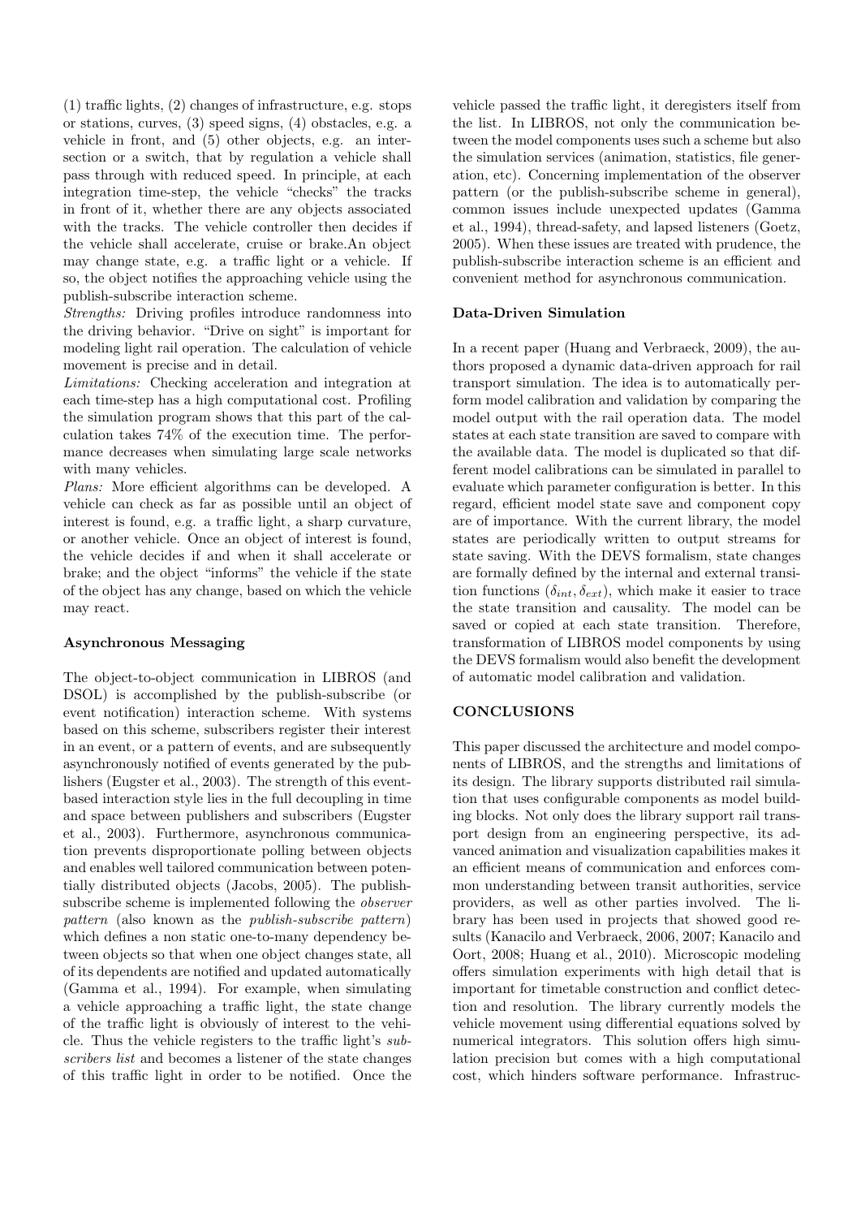(1) traffic lights, (2) changes of infrastructure, e.g. stops or stations, curves, (3) speed signs, (4) obstacles, e.g. a vehicle in front, and (5) other objects, e.g. an intersection or a switch, that by regulation a vehicle shall pass through with reduced speed. In principle, at each integration time-step, the vehicle "checks" the tracks in front of it, whether there are any objects associated with the tracks. The vehicle controller then decides if the vehicle shall accelerate, cruise or brake.An object may change state, e.g. a traffic light or a vehicle. If so, the object notifies the approaching vehicle using the publish-subscribe interaction scheme.

*Strengths:* Driving profiles introduce randomness into the driving behavior. "Drive on sight" is important for modeling light rail operation. The calculation of vehicle movement is precise and in detail.

*Limitations:* Checking acceleration and integration at each time-step has a high computational cost. Profiling the simulation program shows that this part of the calculation takes 74% of the execution time. The performance decreases when simulating large scale networks with many vehicles.

*Plans:* More efficient algorithms can be developed. A vehicle can check as far as possible until an object of interest is found, e.g. a traffic light, a sharp curvature, or another vehicle. Once an object of interest is found, the vehicle decides if and when it shall accelerate or brake; and the object "informs" the vehicle if the state of the object has any change, based on which the vehicle may react.

### Asynchronous Messaging

The object-to-object communication in LIBROS (and DSOL) is accomplished by the publish-subscribe (or event notification) interaction scheme. With systems based on this scheme, subscribers register their interest in an event, or a pattern of events, and are subsequently asynchronously notified of events generated by the publishers (Eugster et al., 2003). The strength of this event-based interaction style lies in the full decoupling in time and space between publishers and subscribers (Eugster et al., 2003). Furthermore, asynchronous communication prevents disproportionate polling between objects and enables well tailored communication between potentially distributed objects (Jacobs, 2005). The publish-subscribe scheme is implemented following the *observer pattern* (also known as the *publish-subscribe pattern*) which defines a non static one-to-many dependency between objects so that when one object changes state, all of its dependents are notified and updated automatically (Gamma et al., 1994). For example, when simulating a vehicle approaching a traffic light, the state change of the traffic light is obviously of interest to the vehicle. Thus the vehicle registers to the traffic light's *subscribers list* and becomes a listener of the state changes of this traffic light in order to be notified. Once the vehicle passed the traffic light, it deregisters itself from the list. In LIBROS, not only the communication between the model components uses such a scheme but also the simulation services (animation, statistics, file generation, etc). Concerning implementation of the observer pattern (or the publish-subscribe scheme in general), common issues include unexpected updates (Gamma et al., 1994), thread-safety, and lapsed listeners (Goetz, 2005). When these issues are treated with prudence, the publish-subscribe interaction scheme is an efficient and convenient method for asynchronous communication.

### Data-Driven Simulation

In a recent paper (Huang and Verbraeck, 2009), the authors proposed a dynamic data-driven approach for rail transport simulation. The idea is to automatically perform model calibration and validation by comparing the model output with the rail operation data. The model states at each state transition are saved to compare with the available data. The model is duplicated so that different model calibrations can be simulated in parallel to evaluate which parameter configuration is better. In this regard, efficient model state save and component copy are of importance. With the current library, the model states are periodically written to output streams for state saving. With the DEVS formalism, state changes are formally defined by the internal and external transition functions ($\delta_{int}, \delta_{ext}$), which make it easier to trace the state transition and causality. The model can be saved or copied at each state transition. Therefore, transformation of LIBROS model components by using the DEVS formalism would also benefit the development of automatic model calibration and validation.

## CONCLUSIONS

This paper discussed the architecture and model components of LIBROS, and the strengths and limitations of its design. The library supports distributed rail simulation that uses configurable components as model building blocks. Not only does the library support rail transport design from an engineering perspective, its advanced animation and visualization capabilities makes it an efficient means of communication and enforces common understanding between transit authorities, service providers, as well as other parties involved. The library has been used in projects that showed good results (Kanacilo and Verbraeck, 2006, 2007; Kanacilo and Oort, 2008; Huang et al., 2010). Microscopic modeling offers simulation experiments with high detail that is important for timetable construction and conflict detection and resolution. The library currently models the vehicle movement using differential equations solved by numerical integrators. This solution offers high simulation precision but comes with a high computational cost, which hinders software performance. Infrastruc-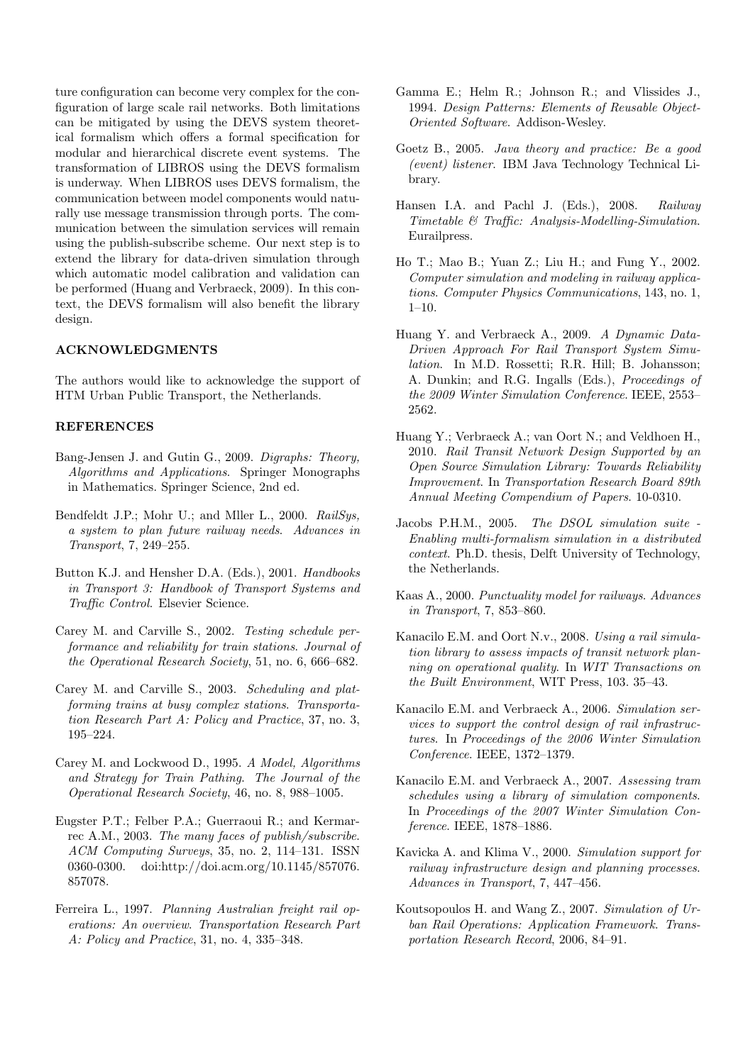ture configuration can become very complex for the configuration of large scale rail networks. Both limitations can be mitigated by using the DEVS system theoretical formalism which offers a formal specification for modular and hierarchical discrete event systems. The transformation of LIBROS using the DEVS formalism is underway. When LIBROS uses DEVS formalism, the communication between model components would naturally use message transmission through ports. The communication between the simulation services will remain using the publish-subscribe scheme. Our next step is to extend the library for data-driven simulation through which automatic model calibration and validation can be performed (Huang and Verbraeck, 2009). In this context, the DEVS formalism will also benefit the library design.

## ACKNOWLEDGMENTS

The authors would like to acknowledge the support of HTM Urban Public Transport, the Netherlands.

## REFERENCES

Bang-Jensen J. and Gutin G., 2009. *Digraphs: Theory, Algorithms and Applications*. Springer Monographs in Mathematics. Springer Science, 2nd ed.

Bendfeldt J.P.; Mohr U.; and Mller L., 2000. *RailSys, a system to plan future railway needs*. *Advances in Transport*, 7, 249–255.

Button K.J. and Hensher D.A. (Eds.), 2001. *Handbooks in Transport 3: Handbook of Transport Systems and Traffic Control*. Elsevier Science.

Carey M. and Carville S., 2002. *Testing schedule performance and reliability for train stations*. *Journal of the Operational Research Society*, 51, no. 6, 666–682.

Carey M. and Carville S., 2003. *Scheduling and platforming trains at busy complex stations*. *Transportation Research Part A: Policy and Practice*, 37, no. 3, 195–224.

Carey M. and Lockwood D., 1995. *A Model, Algorithms and Strategy for Train Pathing*. *The Journal of the Operational Research Society*, 46, no. 8, 988–1005.

Eugster P.T.; Felber P.A.; Guerraoui R.; and Kermarrec A.M., 2003. *The many faces of publish/subscribe*. *ACM Computing Surveys*, 35, no. 2, 114–131. ISSN 0360-0300. doi:http://doi.acm.org/10.1145/857076.857078.

Ferreira L., 1997. *Planning Australian freight rail operations: An overview*. *Transportation Research Part A: Policy and Practice*, 31, no. 4, 335–348.

Gamma E.; Helm R.; Johnson R.; and Vlissides J., 1994. *Design Patterns: Elements of Reusable Object-Oriented Software*. Addison-Wesley.

Goetz B., 2005. *Java theory and practice: Be a good (event) listener*. IBM Java Technology Technical Library.

Hansen I.A. and Pachl J. (Eds.), 2008. *Railway Timetable & Traffic: Analysis-Modelling-Simulation*. Eurailpress.

Ho T.; Mao B.; Yuan Z.; Liu H.; and Fung Y., 2002. *Computer simulation and modeling in railway applications*. *Computer Physics Communications*, 143, no. 1, 1–10.

Huang Y. and Verbraeck A., 2009. *A Dynamic Data-Driven Approach For Rail Transport System Simulation*. In M.D. Rossetti; R.R. Hill; B. Johansson; A. Dunkin; and R.G. Ingalls (Eds.), *Proceedings of the 2009 Winter Simulation Conference*. IEEE, 2553–2562.

Huang Y.; Verbraeck A.; van Oort N.; and Veldhoen H., 2010. *Rail Transit Network Design Supported by an Open Source Simulation Library: Towards Reliability Improvement*. In *Transportation Research Board 89th Annual Meeting Compendium of Papers*. 10-0310.

Jacobs P.H.M., 2005. *The DSOL simulation suite - Enabling multi-formalism simulation in a distributed context*. Ph.D. thesis, Delft University of Technology, the Netherlands.

Kaas A., 2000. *Punctuality model for railways*. *Advances in Transport*, 7, 853–860.

Kanacilo E.M. and Oort N.v., 2008. *Using a rail simulation library to assess impacts of transit network planning on operational quality*. In *WIT Transactions on the Built Environment*, WIT Press, 103. 35–43.

Kanacilo E.M. and Verbraeck A., 2006. *Simulation services to support the control design of rail infrastructures*. In *Proceedings of the 2006 Winter Simulation Conference*. IEEE, 1372–1379.

Kanacilo E.M. and Verbraeck A., 2007. *Assessing tram schedules using a library of simulation components*. In *Proceedings of the 2007 Winter Simulation Conference*. IEEE, 1878–1886.

Kavicka A. and Klima V., 2000. *Simulation support for railway infrastructure design and planning processes*. *Advances in Transport*, 7, 447–456.

Koutsopoulos H. and Wang Z., 2007. *Simulation of Urban Rail Operations: Application Framework*. *Transportation Research Record*, 2006, 84–91.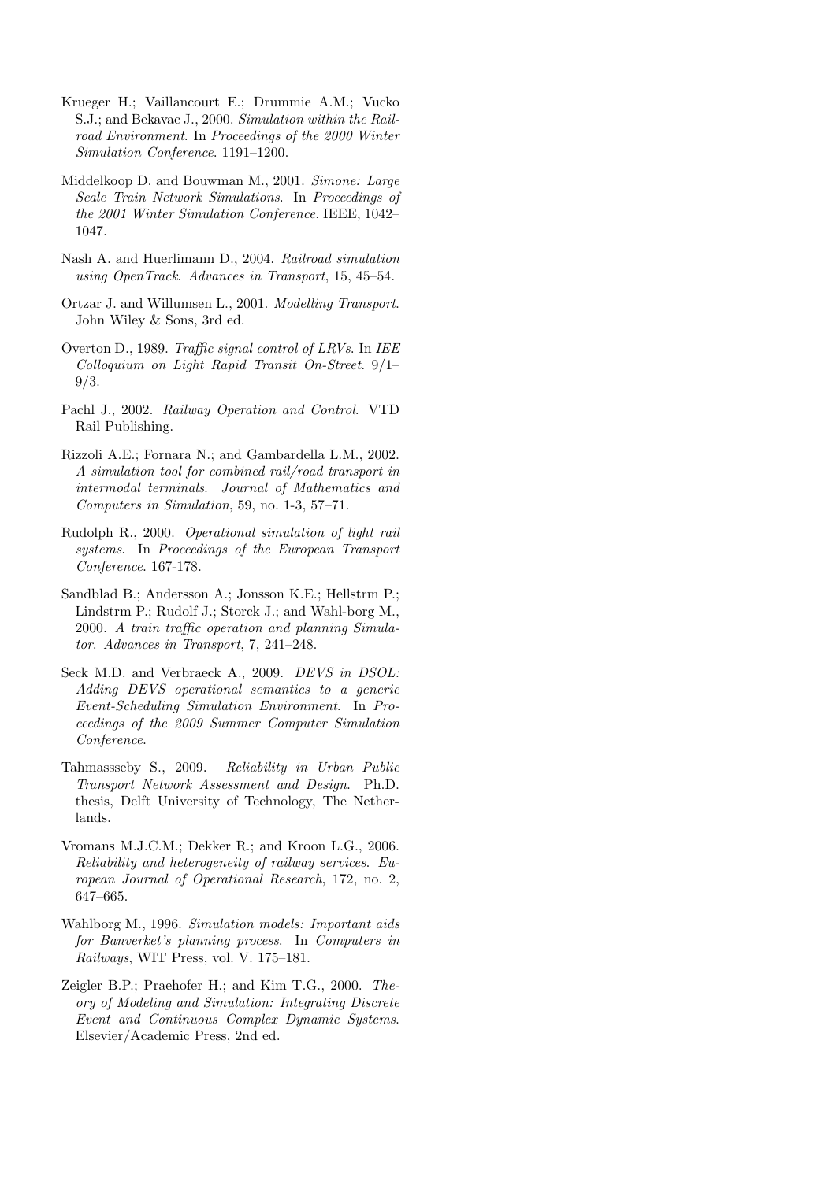Krueger H.; Vaillancourt E.; Drummie A.M.; Vucko S.J.; and Bekavac J., 2000. *Simulation within the Railroad Environment*. In *Proceedings of the 2000 Winter Simulation Conference*. 1191–1200.

Middelkoop D. and Bouwman M., 2001. *Simone: Large Scale Train Network Simulations*. In *Proceedings of the 2001 Winter Simulation Conference*. IEEE, 1042–1047.

Nash A. and Huerlimann D., 2004. *Railroad simulation using OpenTrack*. *Advances in Transport*, 15, 45–54.

Ortzar J. and Willumsen L., 2001. *Modelling Transport*. John Wiley & Sons, 3rd ed.

Overton D., 1989. *Traffic signal control of LRVs*. In *IEE Colloquium on Light Rapid Transit On-Street*. 9/1–9/3.

Pachl J., 2002. *Railway Operation and Control*. VTD Rail Publishing.

Rizzoli A.E.; Fornara N.; and Gambardella L.M., 2002. *A simulation tool for combined rail/road transport in intermodal terminals*. *Journal of Mathematics and Computers in Simulation*, 59, no. 1-3, 57–71.

Rudolph R., 2000. *Operational simulation of light rail systems*. In *Proceedings of the European Transport Conference*. 167-178.

Sandblad B.; Andersson A.; Jonsson K.E.; Hellstrm P.; Lindstrm P.; Rudolf J.; Storck J.; and Wahl-borg M., 2000. *A train traffic operation and planning Simulator*. *Advances in Transport*, 7, 241–248.

Seck M.D. and Verbraeck A., 2009. *DEVS in DSOL: Adding DEVS operational semantics to a generic Event-Scheduling Simulation Environment*. In *Proceedings of the 2009 Summer Computer Simulation Conference*.

Tahmassseby S., 2009. *Reliability in Urban Public Transport Network Assessment and Design*. Ph.D. thesis, Delft University of Technology, The Netherlands.

Vromans M.J.C.M.; Dekker R.; and Kroon L.G., 2006. *Reliability and heterogeneity of railway services*. *European Journal of Operational Research*, 172, no. 2, 647–665.

Wahlborg M., 1996. *Simulation models: Important aids for Banverket's planning process*. In *Computers in Railways*, WIT Press, vol. V. 175–181.

Zeigler B.P.; Praehofer H.; and Kim T.G., 2000. *Theory of Modeling and Simulation: Integrating Discrete Event and Continuous Complex Dynamic Systems*. Elsevier/Academic Press, 2nd ed.